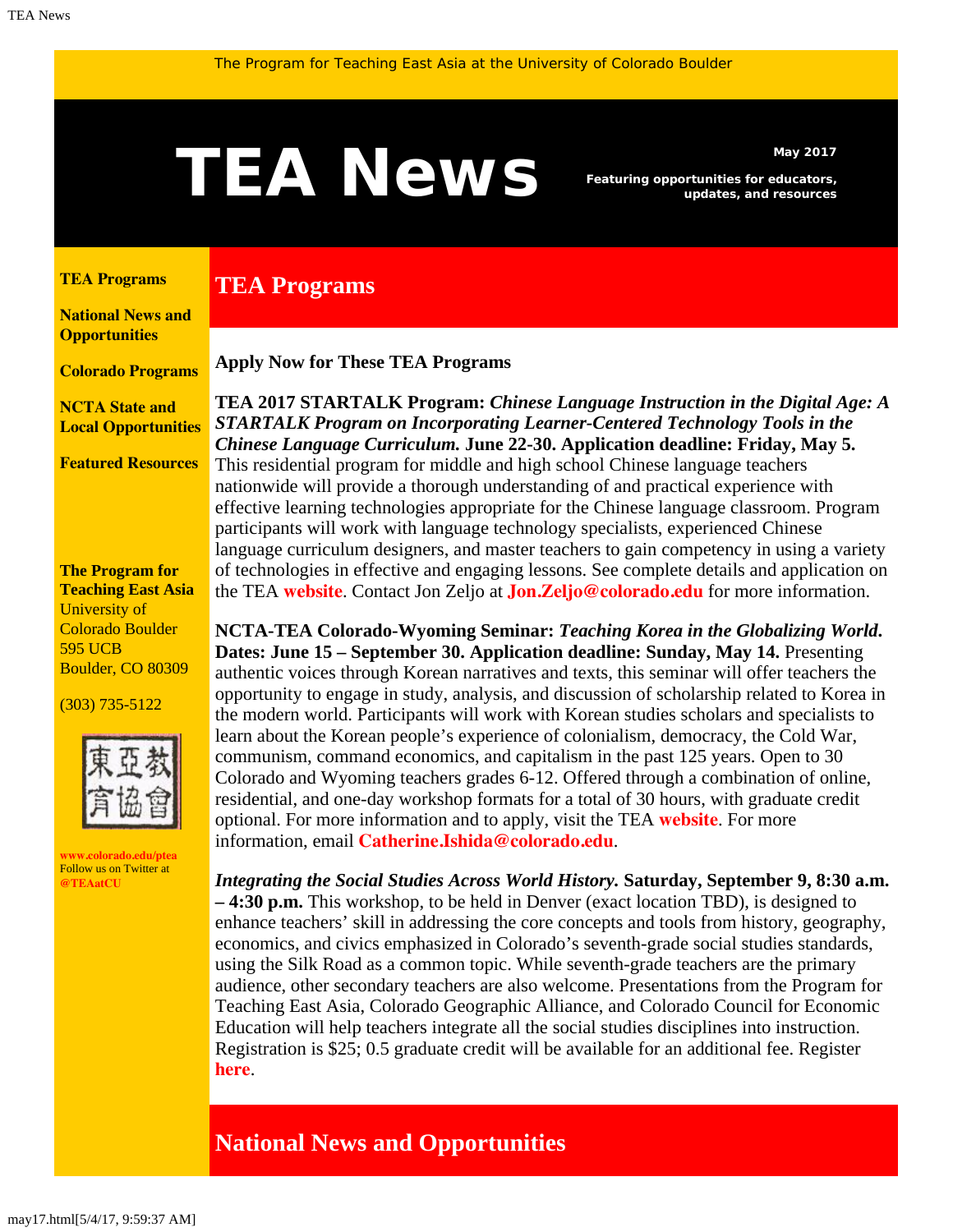The Program for Teaching East Asia at the University of Colorado Boulder

# TEA News

**May 2017**

**Featuring opportunities for educators, updates, and resources**

**TEA Programs**

**National News and Opportunities**

**Colorado Programs**

**NCTA State and Local Opportunities**

**Featured Resources**

**The Program for Teaching East Asia**
University of Colorado Boulder
595 UCB
Boulder, CO 80309

(303) 735-5122

東亞教育協會

**www.colorado.edu/ptea**
Follow us on Twitter at **@TEAatCU**

## TEA Programs

**Apply Now for These TEA Programs**

**TEA 2017 STARTALK Program:** ***Chinese Language Instruction in the Digital Age: A STARTALK Program on Incorporating Learner-Centered Technology Tools in the Chinese Language Curriculum.*** **June 22-30. Application deadline: Friday, May 5.** This residential program for middle and high school Chinese language teachers nationwide will provide a thorough understanding of and practical experience with effective learning technologies appropriate for the Chinese language classroom. Program participants will work with language technology specialists, experienced Chinese language curriculum designers, and master teachers to gain competency in using a variety of technologies in effective and engaging lessons. See complete details and application on the TEA **website**. Contact Jon Zeljo at **Jon.Zeljo@colorado.edu** for more information.

**NCTA-TEA Colorado-Wyoming Seminar:** ***Teaching Korea in the Globalizing World*****. Dates: June 15 – September 30. Application deadline: Sunday, May 14.** Presenting authentic voices through Korean narratives and texts, this seminar will offer teachers the opportunity to engage in study, analysis, and discussion of scholarship related to Korea in the modern world. Participants will work with Korean studies scholars and specialists to learn about the Korean people's experience of colonialism, democracy, the Cold War, communism, command economics, and capitalism in the past 125 years. Open to 30 Colorado and Wyoming teachers grades 6-12. Offered through a combination of online, residential, and one-day workshop formats for a total of 30 hours, with graduate credit optional. For more information and to apply, visit the TEA **website**. For more information, email **Catherine.Ishida@colorado.edu**.

***Integrating the Social Studies Across World History.*** **Saturday, September 9, 8:30 a.m. – 4:30 p.m.** This workshop, to be held in Denver (exact location TBD), is designed to enhance teachers' skill in addressing the core concepts and tools from history, geography, economics, and civics emphasized in Colorado's seventh-grade social studies standards, using the Silk Road as a common topic. While seventh-grade teachers are the primary audience, other secondary teachers are also welcome. Presentations from the Program for Teaching East Asia, Colorado Geographic Alliance, and Colorado Council for Economic Education will help teachers integrate all the social studies disciplines into instruction. Registration is $25; 0.5 graduate credit will be available for an additional fee. Register **here**.

## National News and Opportunities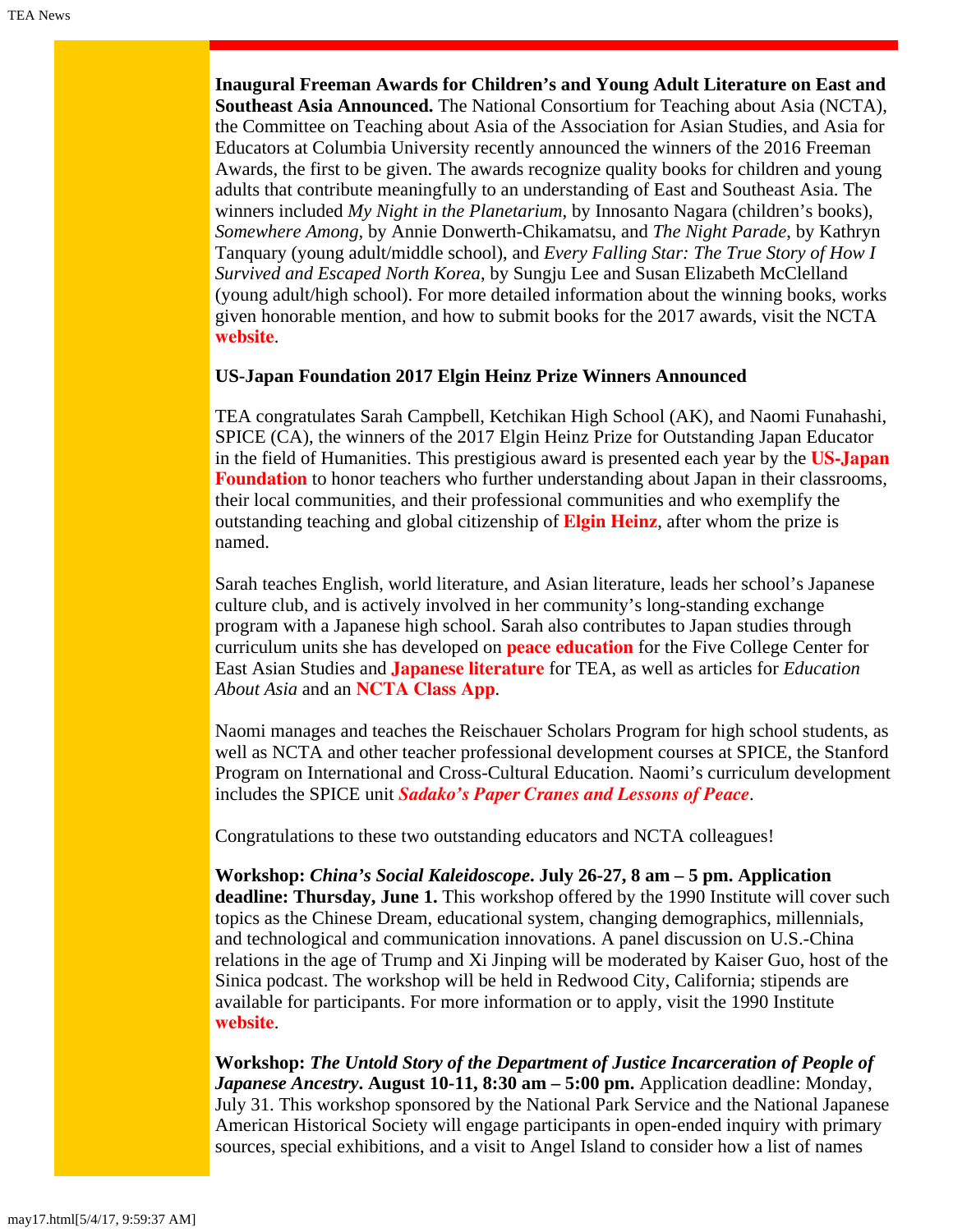**Inaugural Freeman Awards for Children's and Young Adult Literature on East and Southeast Asia Announced.** The National Consortium for Teaching about Asia (NCTA), the Committee on Teaching about Asia of the Association for Asian Studies, and Asia for Educators at Columbia University recently announced the winners of the 2016 Freeman Awards, the first to be given. The awards recognize quality books for children and young adults that contribute meaningfully to an understanding of East and Southeast Asia. The winners included *My Night in the Planetarium*, by Innosanto Nagara (children's books), *Somewhere Among*, by Annie Donwerth-Chikamatsu, and *The Night Parade*, by Kathryn Tanquary (young adult/middle school), and *Every Falling Star: The True Story of How I Survived and Escaped North Korea*, by Sungju Lee and Susan Elizabeth McClelland (young adult/high school). For more detailed information about the winning books, works given honorable mention, and how to submit books for the 2017 awards, visit the NCTA **website**.

**US-Japan Foundation 2017 Elgin Heinz Prize Winners Announced**

TEA congratulates Sarah Campbell, Ketchikan High School (AK), and Naomi Funahashi, SPICE (CA), the winners of the 2017 Elgin Heinz Prize for Outstanding Japan Educator in the field of Humanities. This prestigious award is presented each year by the **US-Japan Foundation** to honor teachers who further understanding about Japan in their classrooms, their local communities, and their professional communities and who exemplify the outstanding teaching and global citizenship of **Elgin Heinz**, after whom the prize is named.

Sarah teaches English, world literature, and Asian literature, leads her school's Japanese culture club, and is actively involved in her community's long-standing exchange program with a Japanese high school. Sarah also contributes to Japan studies through curriculum units she has developed on **peace education** for the Five College Center for East Asian Studies and **Japanese literature** for TEA, as well as articles for *Education About Asia* and an **NCTA Class App**.

Naomi manages and teaches the Reischauer Scholars Program for high school students, as well as NCTA and other teacher professional development courses at SPICE, the Stanford Program on International and Cross-Cultural Education. Naomi's curriculum development includes the SPICE unit ***Sadako's Paper Cranes and Lessons of Peace***.

Congratulations to these two outstanding educators and NCTA colleagues!

**Workshop: *China's Social Kaleidoscope*. July 26-27, 8 am – 5 pm. Application deadline: Thursday, June 1.** This workshop offered by the 1990 Institute will cover such topics as the Chinese Dream, educational system, changing demographics, millennials, and technological and communication innovations. A panel discussion on U.S.-China relations in the age of Trump and Xi Jinping will be moderated by Kaiser Guo, host of the Sinica podcast. The workshop will be held in Redwood City, California; stipends are available for participants. For more information or to apply, visit the 1990 Institute **website**.

**Workshop: *The Untold Story of the Department of Justice Incarceration of People of Japanese Ancestry*. August 10-11, 8:30 am – 5:00 pm.** Application deadline: Monday, July 31. This workshop sponsored by the National Park Service and the National Japanese American Historical Society will engage participants in open-ended inquiry with primary sources, special exhibitions, and a visit to Angel Island to consider how a list of names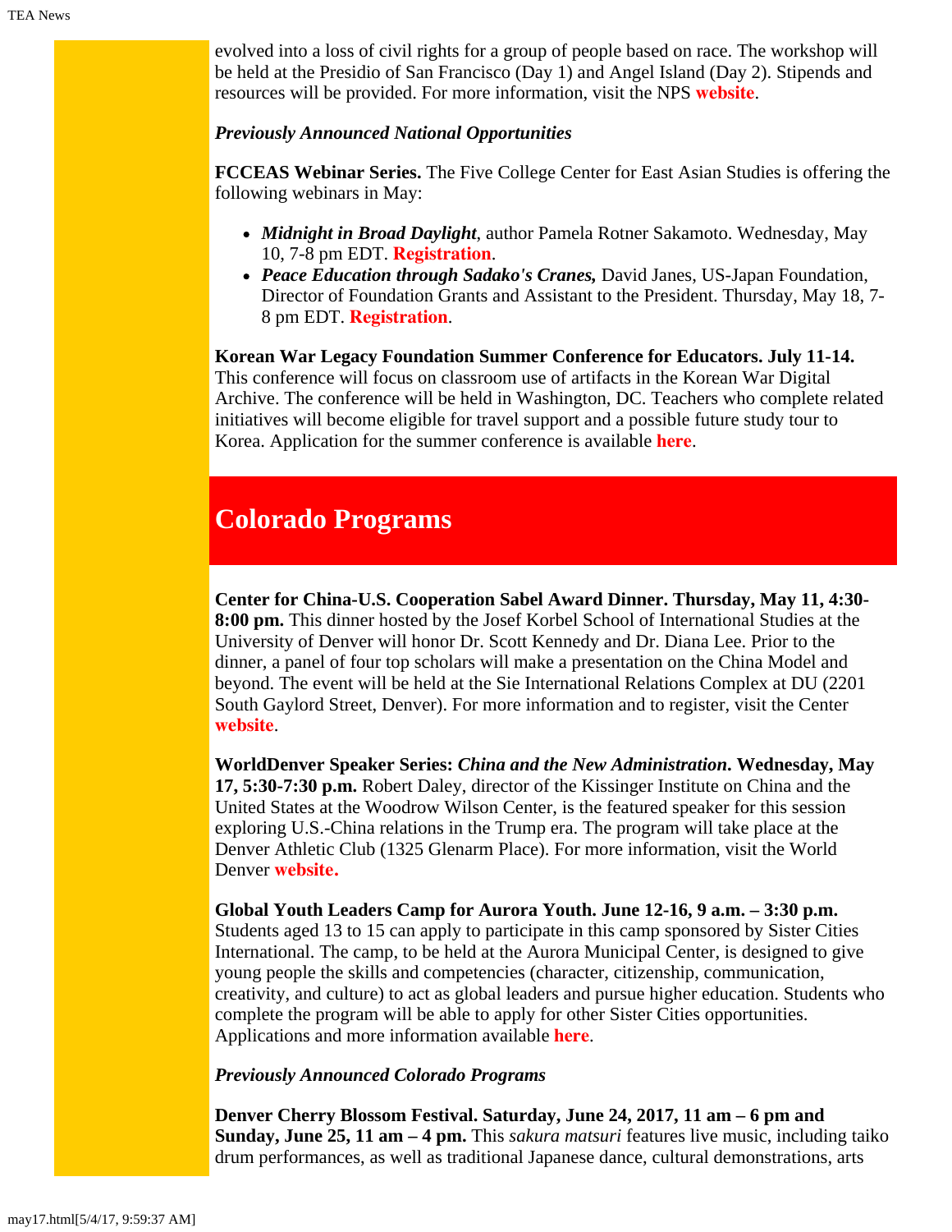evolved into a loss of civil rights for a group of people based on race. The workshop will be held at the Presidio of San Francisco (Day 1) and Angel Island (Day 2). Stipends and resources will be provided. For more information, visit the NPS **website**.

***Previously Announced National Opportunities***

**FCCEAS Webinar Series.** The Five College Center for East Asian Studies is offering the following webinars in May:

- ***Midnight in Broad Daylight***, author Pamela Rotner Sakamoto. Wednesday, May 10, 7-8 pm EDT. **Registration**.
- ***Peace Education through Sadako's Cranes,*** David Janes, US-Japan Foundation, Director of Foundation Grants and Assistant to the President. Thursday, May 18, 7-8 pm EDT. **Registration**.

**Korean War Legacy Foundation Summer Conference for Educators. July 11-14.** This conference will focus on classroom use of artifacts in the Korean War Digital Archive. The conference will be held in Washington, DC. Teachers who complete related initiatives will become eligible for travel support and a possible future study tour to Korea. Application for the summer conference is available **here**.

## Colorado Programs

**Center for China-U.S. Cooperation Sabel Award Dinner. Thursday, May 11, 4:30-8:00 pm.** This dinner hosted by the Josef Korbel School of International Studies at the University of Denver will honor Dr. Scott Kennedy and Dr. Diana Lee. Prior to the dinner, a panel of four top scholars will make a presentation on the China Model and beyond. The event will be held at the Sie International Relations Complex at DU (2201 South Gaylord Street, Denver). For more information and to register, visit the Center **website**.

**WorldDenver Speaker Series: *China and the New Administration*. Wednesday, May 17, 5:30-7:30 p.m.** Robert Daley, director of the Kissinger Institute on China and the United States at the Woodrow Wilson Center, is the featured speaker for this session exploring U.S.-China relations in the Trump era. The program will take place at the Denver Athletic Club (1325 Glenarm Place). For more information, visit the World Denver **website.**

**Global Youth Leaders Camp for Aurora Youth. June 12-16, 9 a.m. – 3:30 p.m.** Students aged 13 to 15 can apply to participate in this camp sponsored by Sister Cities International. The camp, to be held at the Aurora Municipal Center, is designed to give young people the skills and competencies (character, citizenship, communication, creativity, and culture) to act as global leaders and pursue higher education. Students who complete the program will be able to apply for other Sister Cities opportunities. Applications and more information available **here**.

***Previously Announced Colorado Programs***

**Denver Cherry Blossom Festival. Saturday, June 24, 2017, 11 am – 6 pm and Sunday, June 25, 11 am – 4 pm.** This *sakura matsuri* features live music, including taiko drum performances, as well as traditional Japanese dance, cultural demonstrations, arts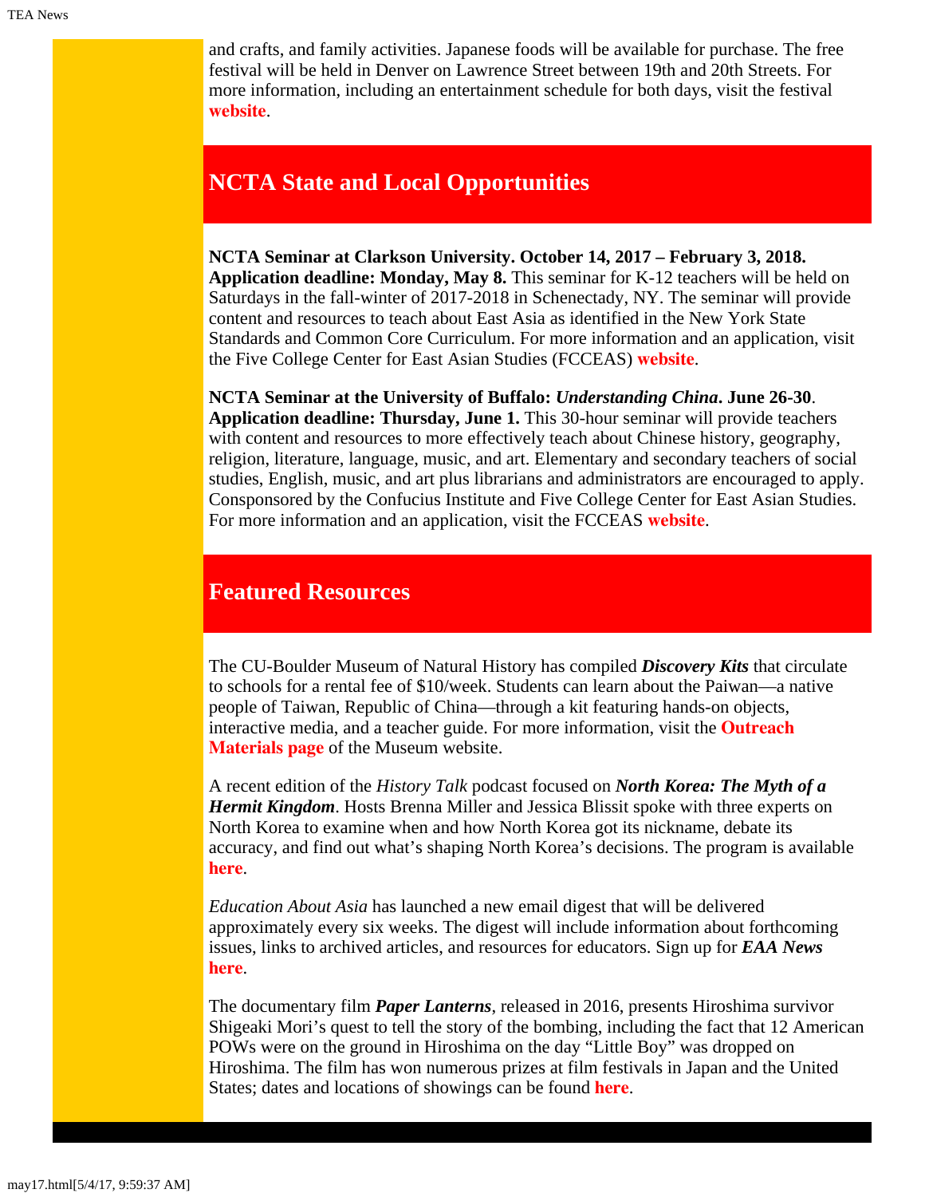and crafts, and family activities. Japanese foods will be available for purchase. The free festival will be held in Denver on Lawrence Street between 19th and 20th Streets. For more information, including an entertainment schedule for both days, visit the festival **website**.

## NCTA State and Local Opportunities

**NCTA Seminar at Clarkson University. October 14, 2017 – February 3, 2018. Application deadline: Monday, May 8.** This seminar for K-12 teachers will be held on Saturdays in the fall-winter of 2017-2018 in Schenectady, NY. The seminar will provide content and resources to teach about East Asia as identified in the New York State Standards and Common Core Curriculum. For more information and an application, visit the Five College Center for East Asian Studies (FCCEAS) **website**.

**NCTA Seminar at the University of Buffalo: *Understanding China*. June 26-30. Application deadline: Thursday, June 1.** This 30-hour seminar will provide teachers with content and resources to more effectively teach about Chinese history, geography, religion, literature, language, music, and art. Elementary and secondary teachers of social studies, English, music, and art plus librarians and administrators are encouraged to apply. Consponsored by the Confucius Institute and Five College Center for East Asian Studies. For more information and an application, visit the FCCEAS **website**.

## Featured Resources

The CU-Boulder Museum of Natural History has compiled ***Discovery Kits*** that circulate to schools for a rental fee of $10/week. Students can learn about the Paiwan—a native people of Taiwan, Republic of China—through a kit featuring hands-on objects, interactive media, and a teacher guide. For more information, visit the **Outreach Materials page** of the Museum website.

A recent edition of the *History Talk* podcast focused on ***North Korea: The Myth of a Hermit Kingdom***. Hosts Brenna Miller and Jessica Blissit spoke with three experts on North Korea to examine when and how North Korea got its nickname, debate its accuracy, and find out what's shaping North Korea's decisions. The program is available **here**.

*Education About Asia* has launched a new email digest that will be delivered approximately every six weeks. The digest will include information about forthcoming issues, links to archived articles, and resources for educators. Sign up for ***EAA News*** **here**.

The documentary film ***Paper Lanterns***, released in 2016, presents Hiroshima survivor Shigeaki Mori's quest to tell the story of the bombing, including the fact that 12 American POWs were on the ground in Hiroshima on the day "Little Boy" was dropped on Hiroshima. The film has won numerous prizes at film festivals in Japan and the United States; dates and locations of showings can be found **here**.